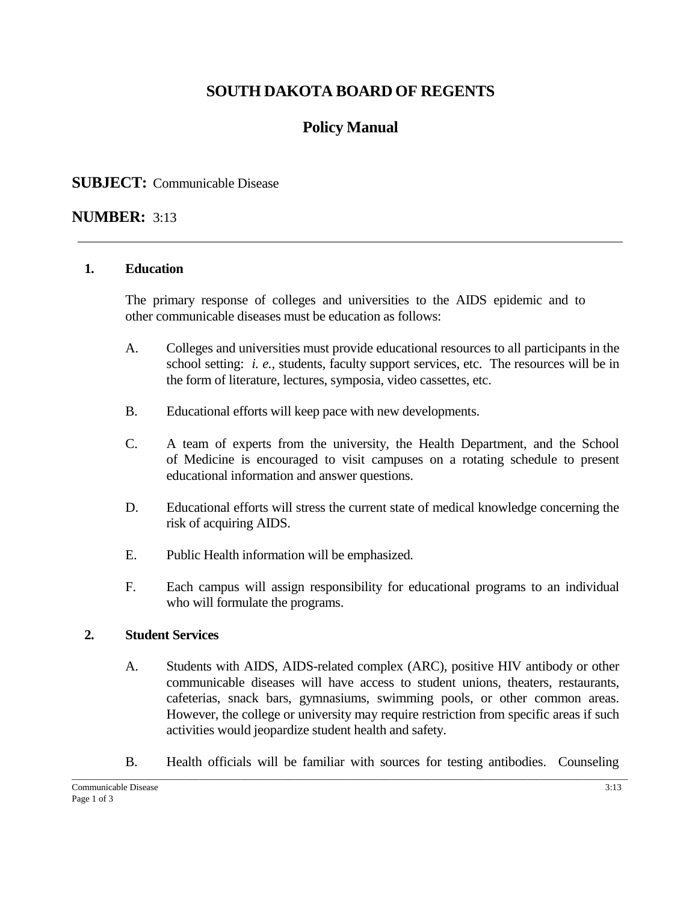# SOUTH DAKOTA BOARD OF REGENTS

## Policy Manual

**SUBJECT:** Communicable Disease

**NUMBER:** 3:13

---

**1. Education**

The primary response of colleges and universities to the AIDS epidemic and to other communicable diseases must be education as follows:

A. Colleges and universities must provide educational resources to all participants in the school setting: *i. e.,* students, faculty support services, etc. The resources will be in the form of literature, lectures, symposia, video cassettes, etc.

B. Educational efforts will keep pace with new developments.

C. A team of experts from the university, the Health Department, and the School of Medicine is encouraged to visit campuses on a rotating schedule to present educational information and answer questions.

D. Educational efforts will stress the current state of medical knowledge concerning the risk of acquiring AIDS.

E. Public Health information will be emphasized.

F. Each campus will assign responsibility for educational programs to an individual who will formulate the programs.

**2. Student Services**

A. Students with AIDS, AIDS-related complex (ARC), positive HIV antibody or other communicable diseases will have access to student unions, theaters, restaurants, cafeterias, snack bars, gymnasiums, swimming pools, or other common areas. However, the college or university may require restriction from specific areas if such activities would jeopardize student health and safety.

B. Health officials will be familiar with sources for testing antibodies. Counseling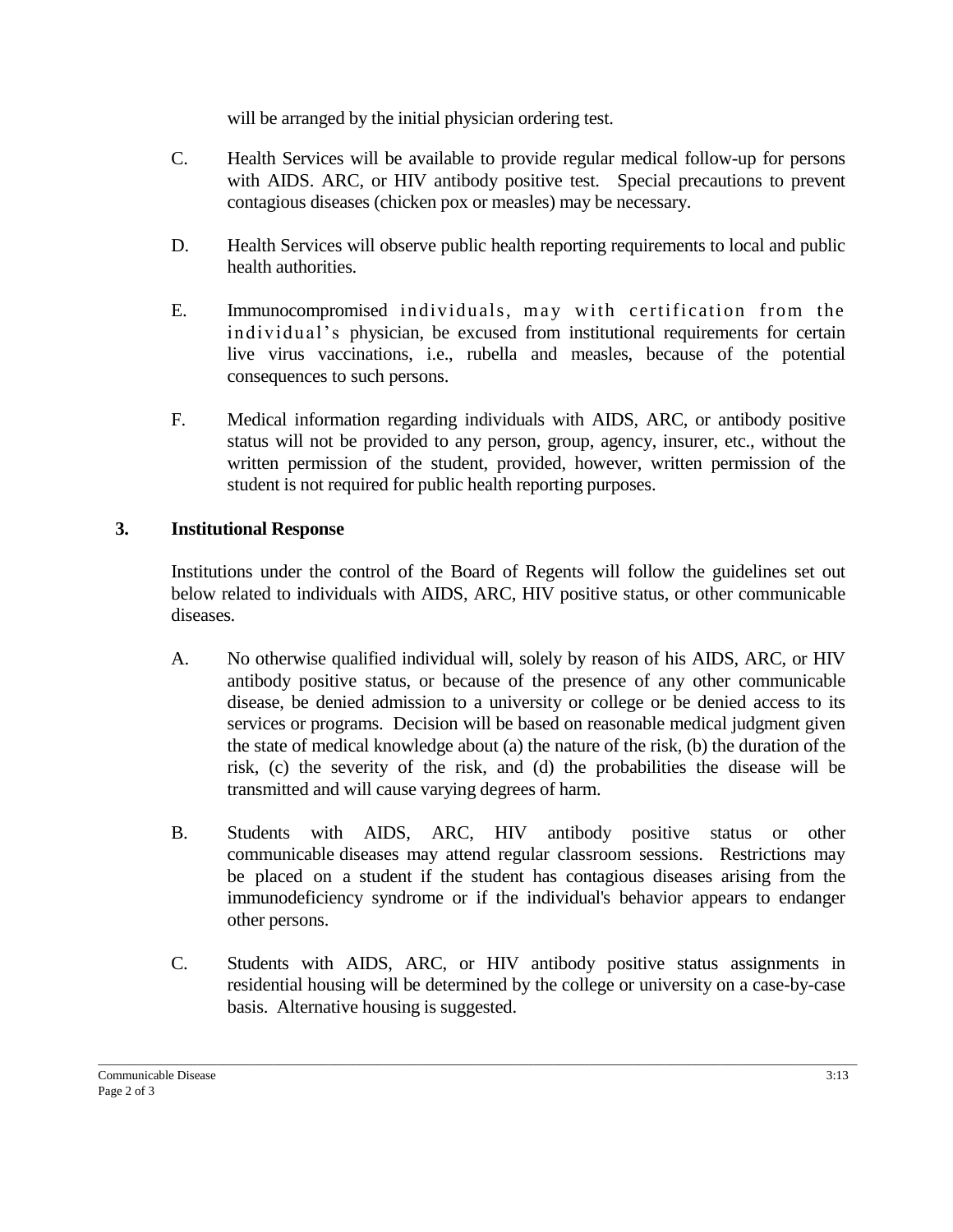will be arranged by the initial physician ordering test.

C. Health Services will be available to provide regular medical follow-up for persons with AIDS. ARC, or HIV antibody positive test. Special precautions to prevent contagious diseases (chicken pox or measles) may be necessary.

D. Health Services will observe public health reporting requirements to local and public health authorities.

E. Immunocompromised individuals, may with certification from the individual's physician, be excused from institutional requirements for certain live virus vaccinations, i.e., rubella and measles, because of the potential consequences to such persons.

F. Medical information regarding individuals with AIDS, ARC, or antibody positive status will not be provided to any person, group, agency, insurer, etc., without the written permission of the student, provided, however, written permission of the student is not required for public health reporting purposes.

## 3. Institutional Response

Institutions under the control of the Board of Regents will follow the guidelines set out below related to individuals with AIDS, ARC, HIV positive status, or other communicable diseases.

A. No otherwise qualified individual will, solely by reason of his AIDS, ARC, or HIV antibody positive status, or because of the presence of any other communicable disease, be denied admission to a university or college or be denied access to its services or programs. Decision will be based on reasonable medical judgment given the state of medical knowledge about (a) the nature of the risk, (b) the duration of the risk, (c) the severity of the risk, and (d) the probabilities the disease will be transmitted and will cause varying degrees of harm.

B. Students with AIDS, ARC, HIV antibody positive status or other communicable diseases may attend regular classroom sessions. Restrictions may be placed on a student if the student has contagious diseases arising from the immunodeficiency syndrome or if the individual's behavior appears to endanger other persons.

C. Students with AIDS, ARC, or HIV antibody positive status assignments in residential housing will be determined by the college or university on a case-by-case basis. Alternative housing is suggested.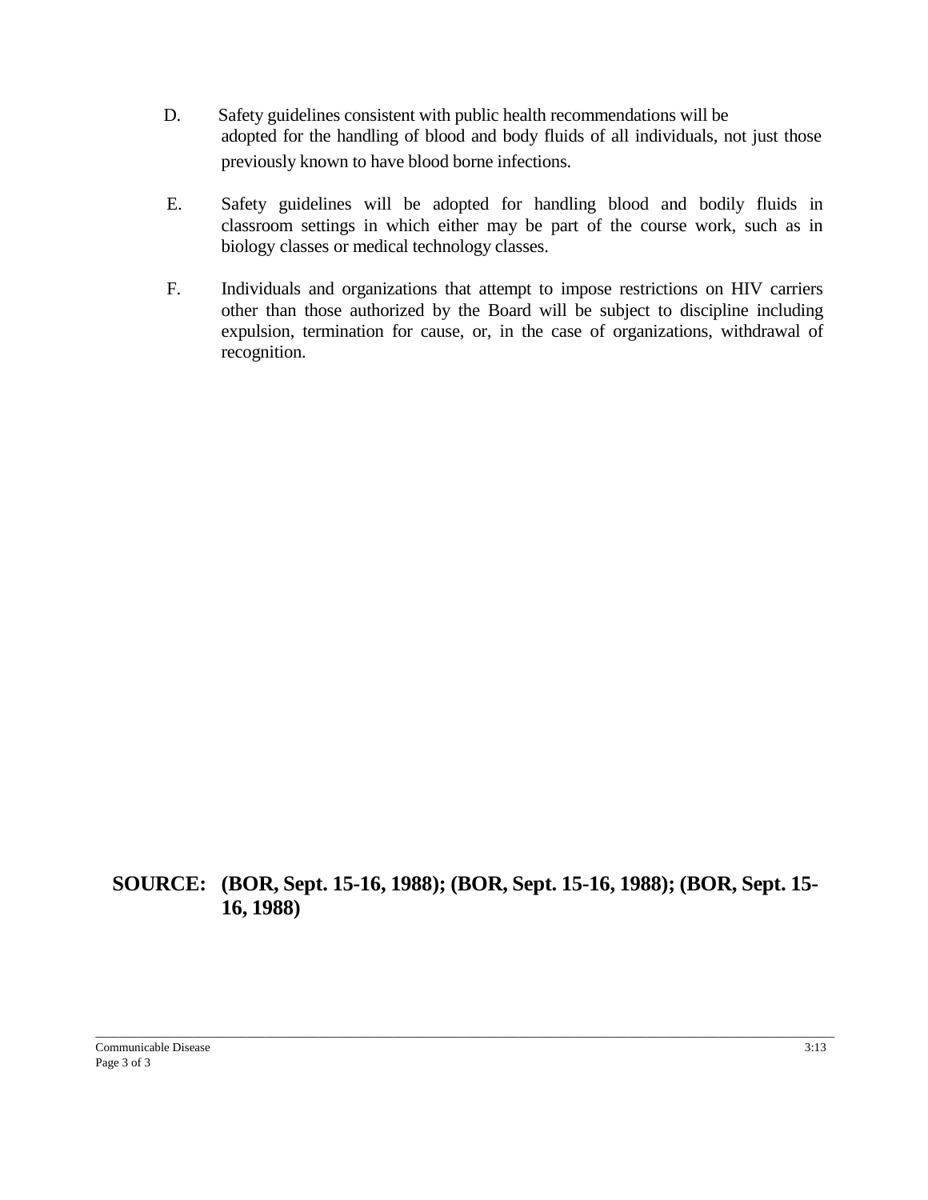D. Safety guidelines consistent with public health recommendations will be adopted for the handling of blood and body fluids of all individuals, not just those previously known to have blood borne infections.

E. Safety guidelines will be adopted for handling blood and bodily fluids in classroom settings in which either may be part of the course work, such as in biology classes or medical technology classes.

F. Individuals and organizations that attempt to impose restrictions on HIV carriers other than those authorized by the Board will be subject to discipline including expulsion, termination for cause, or, in the case of organizations, withdrawal of recognition.

**SOURCE: (BOR, Sept. 15-16, 1988); (BOR, Sept. 15-16, 1988); (BOR, Sept. 15-16, 1988)**